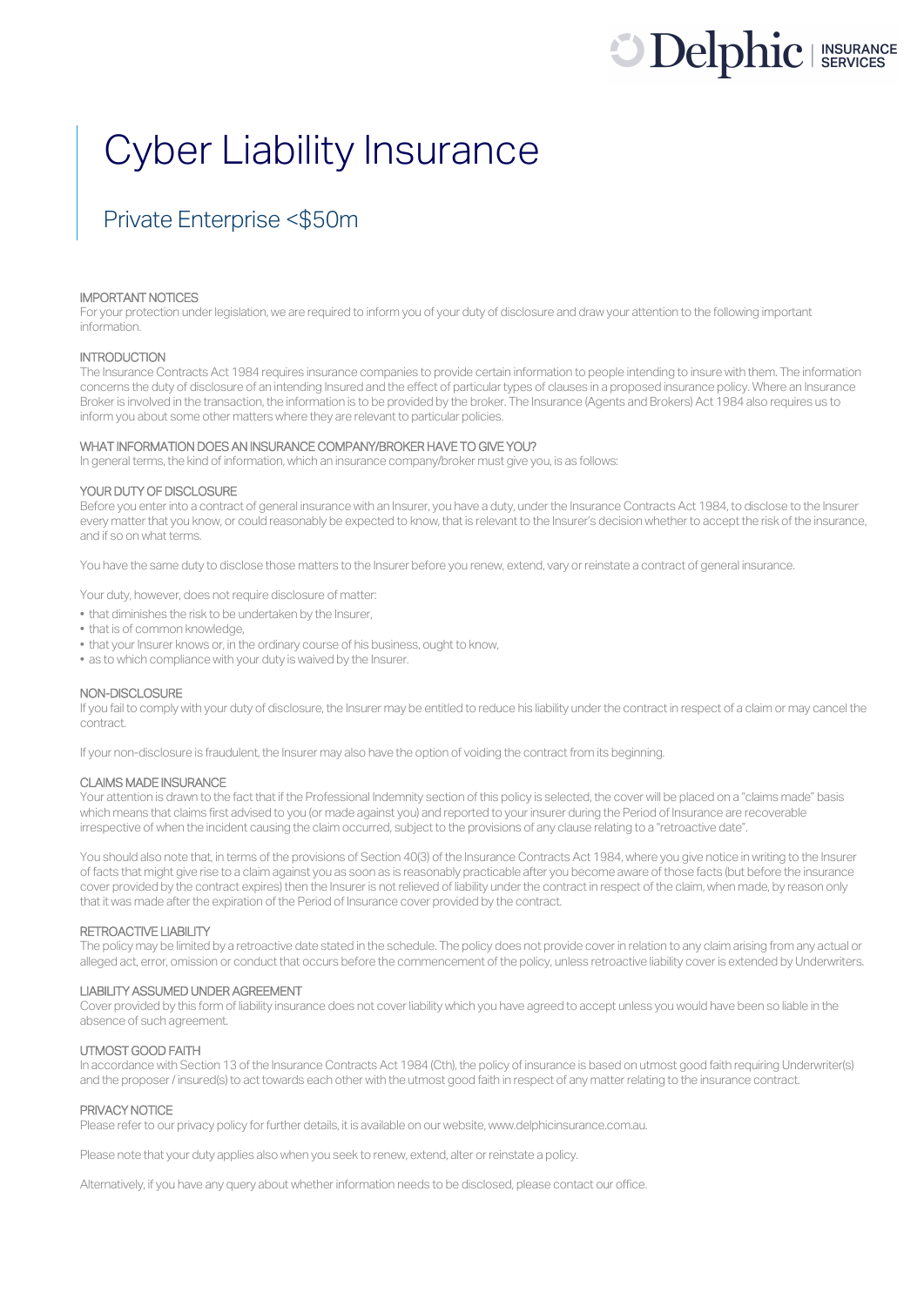Delphic | INSURANCE SERVICES

# Cyber Liability Insurance

## Private Enterprise <$50m

### IMPORTANT NOTICES

For your protection under legislation, we are required to inform you of your duty of disclosure and draw your attention to the following important information.

### INTRODUCTION

The Insurance Contracts Act 1984 requires insurance companies to provide certain information to people intending to insure with them. The information concerns the duty of disclosure of an intending Insured and the effect of particular types of clauses in a proposed insurance policy. Where an Insurance Broker is involved in the transaction, the information is to be provided by the broker. The Insurance (Agents and Brokers) Act 1984 also requires us to inform you about some other matters where they are relevant to particular policies.

### WHAT INFORMATION DOES AN INSURANCE COMPANY/BROKER HAVE TO GIVE YOU?

In general terms, the kind of information, which an insurance company/broker must give you, is as follows:

### YOUR DUTY OF DISCLOSURE

Before you enter into a contract of general insurance with an Insurer, you have a duty, under the Insurance Contracts Act 1984, to disclose to the Insurer every matter that you know, or could reasonably be expected to know, that is relevant to the Insurer's decision whether to accept the risk of the insurance, and if so on what terms.

You have the same duty to disclose those matters to the Insurer before you renew, extend, vary or reinstate a contract of general insurance.

Your duty, however, does not require disclosure of matter:

- that diminishes the risk to be undertaken by the Insurer,
- that is of common knowledge,
- that your Insurer knows or, in the ordinary course of his business, ought to know,
- as to which compliance with your duty is waived by the Insurer.

### NON-DISCLOSURE

If you fail to comply with your duty of disclosure, the Insurer may be entitled to reduce his liability under the contract in respect of a claim or may cancel the contract.

If your non-disclosure is fraudulent, the Insurer may also have the option of voiding the contract from its beginning.

### CLAIMS MADE INSURANCE

Your attention is drawn to the fact that if the Professional Indemnity section of this policy is selected, the cover will be placed on a "claims made" basis which means that claims first advised to you (or made against you) and reported to your insurer during the Period of Insurance are recoverable irrespective of when the incident causing the claim occurred, subject to the provisions of any clause relating to a "retroactive date".

You should also note that, in terms of the provisions of Section 40(3) of the Insurance Contracts Act 1984, where you give notice in writing to the Insurer of facts that might give rise to a claim against you as soon as is reasonably practicable after you become aware of those facts (but before the insurance cover provided by the contract expires) then the Insurer is not relieved of liability under the contract in respect of the claim, when made, by reason only that it was made after the expiration of the Period of Insurance cover provided by the contract.

### RETROACTIVE LIABILITY

The policy may be limited by a retroactive date stated in the schedule. The policy does not provide cover in relation to any claim arising from any actual or alleged act, error, omission or conduct that occurs before the commencement of the policy, unless retroactive liability cover is extended by Underwriters.

### LIABILITY ASSUMED UNDER AGREEMENT

Cover provided by this form of liability insurance does not cover liability which you have agreed to accept unless you would have been so liable in the absence of such agreement.

### UTMOST GOOD FAITH

In accordance with Section 13 of the Insurance Contracts Act 1984 (Cth), the policy of insurance is based on utmost good faith requiring Underwriter(s) and the proposer / insured(s) to act towards each other with the utmost good faith in respect of any matter relating to the insurance contract.

### PRIVACY NOTICE

Please refer to our privacy policy for further details, it is available on our website, www.delphicinsurance.com.au.

Please note that your duty applies also when you seek to renew, extend, alter or reinstate a policy.

Alternatively, if you have any query about whether information needs to be disclosed, please contact our office.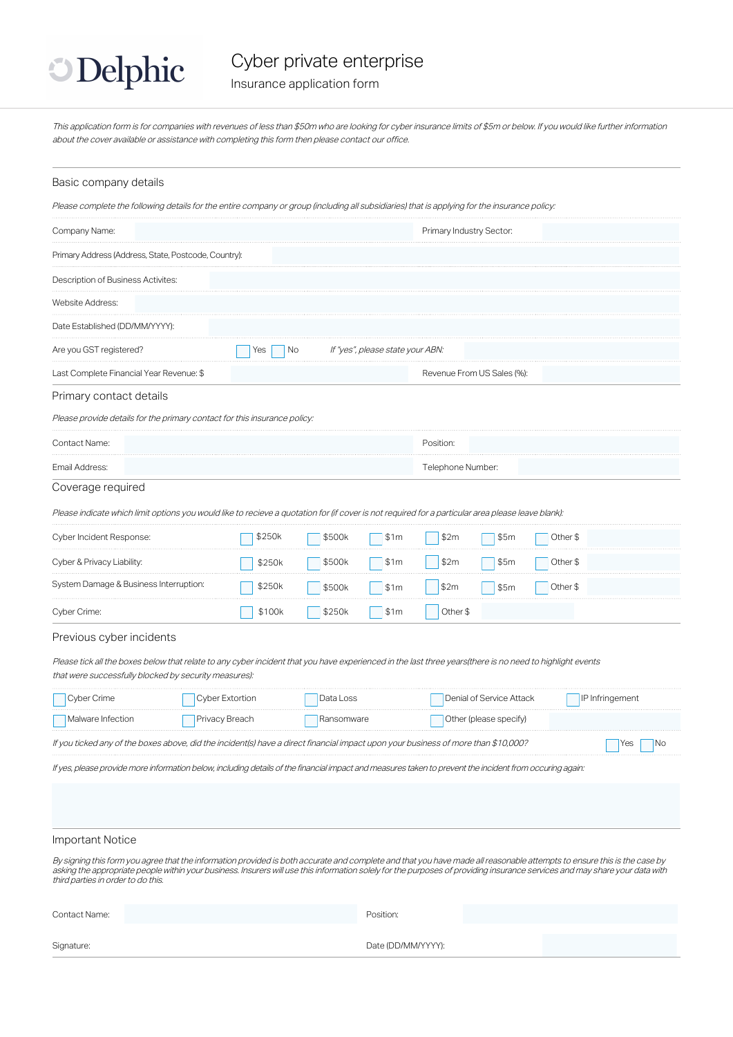Delphic

# Cyber private enterprise

Insurance application form

*This application form is for companies with revenues of less than $50m who are looking for cyber insurance limits of $5m or below. If you would like further information about the cover available or assistance with completing this form then please contact our office.*

## Basic company details

*Please complete the following details for the entire company or group (including all subsidiaries) that is applying for the insurance policy:*

Company Name: 

Primary Industry Sector: 

Primary Address (Address, State, Postcode, Country): 

Description of Business Activites: 

Website Address: 

Date Established (DD/MM/YYYY): 

Are you GST registered? ☐ Yes ☐ No *If "yes", please state your ABN:* 

Last Complete Financial Year Revenue: $ 

Revenue From US Sales (%): 

## Primary contact details

*Please provide details for the primary contact for this insurance policy:*

Contact Name: 

Position: 

Email Address: 

Telephone Number: 

## Coverage required

*Please indicate which limit options you would like to recieve a quotation for (if cover is not required for a particular area please leave blank):*

| | | | | | | |
|---|---|---|---|---|---|---|
| Cyber Incident Response: | ☐ $250k | ☐ $500k | ☐ $1m | ☐ $2m | ☐ $5m | ☐ Other $ |
| Cyber & Privacy Liability: | ☐ $250k | ☐ $500k | ☐ $1m | ☐ $2m | ☐ $5m | ☐ Other $ |
| System Damage & Business Interruption: | ☐ $250k | ☐ $500k | ☐ $1m | ☐ $2m | ☐ $5m | ☐ Other $ |
| Cyber Crime: | ☐ $100k | ☐ $250k | ☐ $1m | ☐ Other $ | | |

## Previous cyber incidents

*Please tick all the boxes below that relate to any cyber incident that you have experienced in the last three years(there is no need to highlight events that were successfully blocked by security measures):*

| | | | | |
|---|---|---|---|---|
| ☐ Cyber Crime | ☐ Cyber Extortion | ☐ Data Loss | ☐ Denial of Service Attack | ☐ IP Infringement |
| ☐ Malware Infection | ☐ Privacy Breach | ☐ Ransomware | ☐ Other (please specify) | |

*If you ticked any of the boxes above, did the incident(s) have a direct financial impact upon your business of more than $10,000?* ☐ Yes ☐ No

*If yes, please provide more information below, including details of the financial impact and measures taken to prevent the incident from occuring again:*

## Important Notice

*By signing this form you agree that the information provided is both accurate and complete and that you have made all reasonable attempts to ensure this is the case by asking the appropriate people within your business. Insurers will use this information solely for the purposes of providing insurance services and may share your data with third parties in order to do this.*

Contact Name: 

Position: 

Signature: 

Date (DD/MM/YYYY):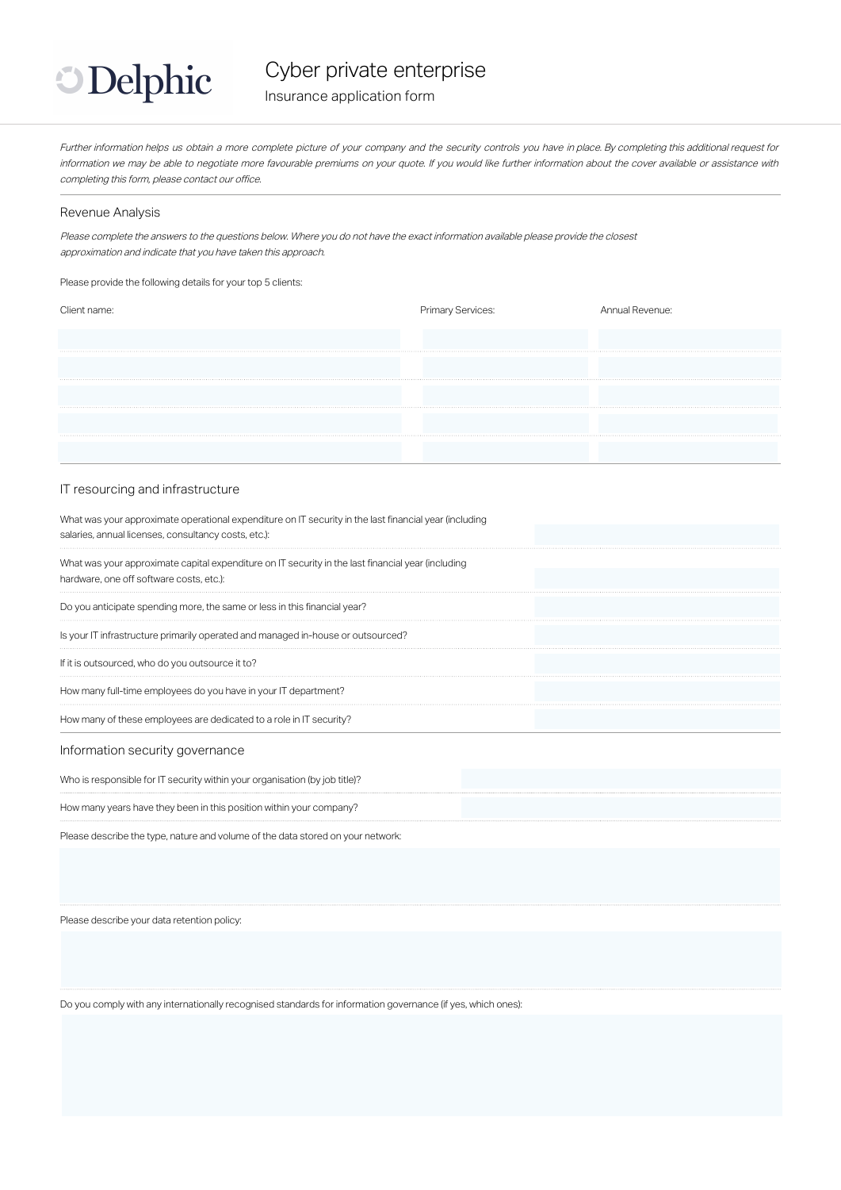# Delphic

## Cyber private enterprise

Insurance application form

*Further information helps us obtain a more complete picture of your company and the security controls you have in place. By completing this additional request for information we may be able to negotiate more favourable premiums on your quote. If you would like further information about the cover available or assistance with completing this form, please contact our office.*

### Revenue Analysis

*Please complete the answers to the questions below. Where you do not have the exact information available please provide the closest approximation and indicate that you have taken this approach.*

Please provide the following details for your top 5 clients:

| Client name: | Primary Services: | Annual Revenue: |
| --- | --- | --- |
| | | |
| | | |
| | | |
| | | |
| | | |

### IT resourcing and infrastructure

| | |
| --- | --- |
| What was your approximate operational expenditure on IT security in the last financial year (including salaries, annual licenses, consultancy costs, etc.): | |
| What was your approximate capital expenditure on IT security in the last financial year (including hardware, one off software costs, etc.): | |
| Do you anticipate spending more, the same or less in this financial year? | |
| Is your IT infrastructure primarily operated and managed in-house or outsourced? | |
| If it is outsourced, who do you outsource it to? | |
| How many full-time employees do you have in your IT department? | |
| How many of these employees are dedicated to a role in IT security? | |

### Information security governance

| | |
| --- | --- |
| Who is responsible for IT security within your organisation (by job title)? | |
| How many years have they been in this position within your company? | |

Please describe the type, nature and volume of the data stored on your network:

Please describe your data retention policy:

Do you comply with any internationally recognised standards for information governance (if yes, which ones):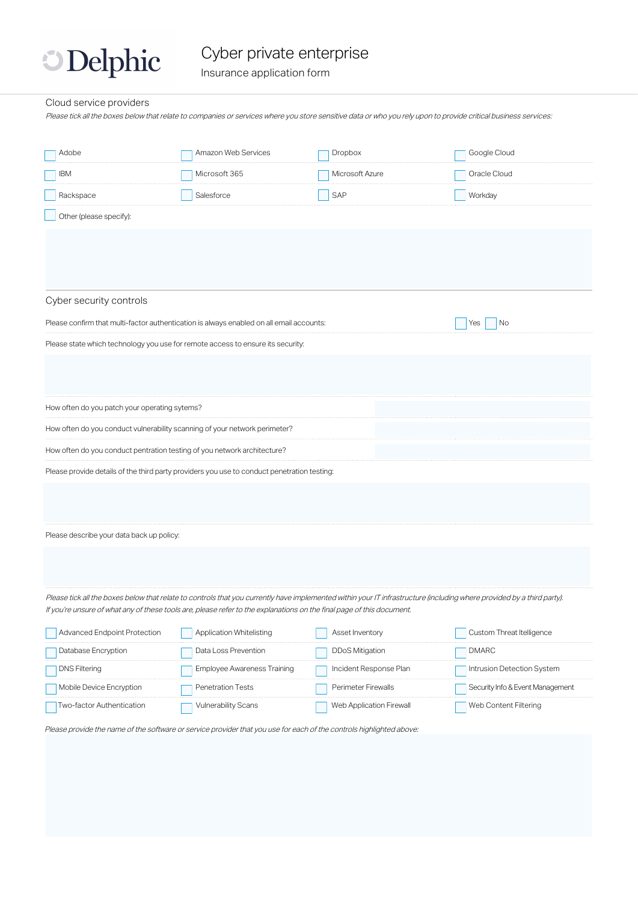Delphic

# Cyber private enterprise

Insurance application form

## Cloud service providers

*Please tick all the boxes below that relate to companies or services where you store sensitive data or who you rely upon to provide critical business services:*

| | | | |
|---|---|---|---|
| ☐ Adobe | ☐ Amazon Web Services | ☐ Dropbox | ☐ Google Cloud |
| ☐ IBM | ☐ Microsoft 365 | ☐ Microsoft Azure | ☐ Oracle Cloud |
| ☐ Rackspace | ☐ Salesforce | ☐ SAP | ☐ Workday |

☐ Other (please specify):

## Cyber security controls

Please confirm that multi-factor authentication is always enabled on all email accounts: ☐ Yes ☐ No

Please state which technology you use for remote access to ensure its security:

How often do you patch your operating sytems?

How often do you conduct vulnerability scanning of your network perimeter?

How often do you conduct pentration testing of you network architecture?

Please provide details of the third party providers you use to conduct penetration testing:

Please describe your data back up policy:

*Please tick all the boxes below that relate to controls that you currently have implemented within your IT infrastructure (including where provided by a third party). If you're unsure of what any of these tools are, please refer to the explanations on the final page of this document.*

| | | | |
|---|---|---|---|
| ☐ Advanced Endpoint Protection | ☐ Application Whitelisting | ☐ Asset Inventory | ☐ Custom Threat Intelligence |
| ☐ Database Encryption | ☐ Data Loss Prevention | ☐ DDoS Mitigation | ☐ DMARC |
| ☐ DNS Filtering | ☐ Employee Awareness Training | ☐ Incident Response Plan | ☐ Intrusion Detection System |
| ☐ Mobile Device Encryption | ☐ Penetration Tests | ☐ Perimeter Firewalls | ☐ Security Info & Event Management |
| ☐ Two-factor Authentication | ☐ Vulnerability Scans | ☐ Web Application Firewall | ☐ Web Content Filtering |

*Please provide the name of the software or service provider that you use for each of the controls highlighted above:*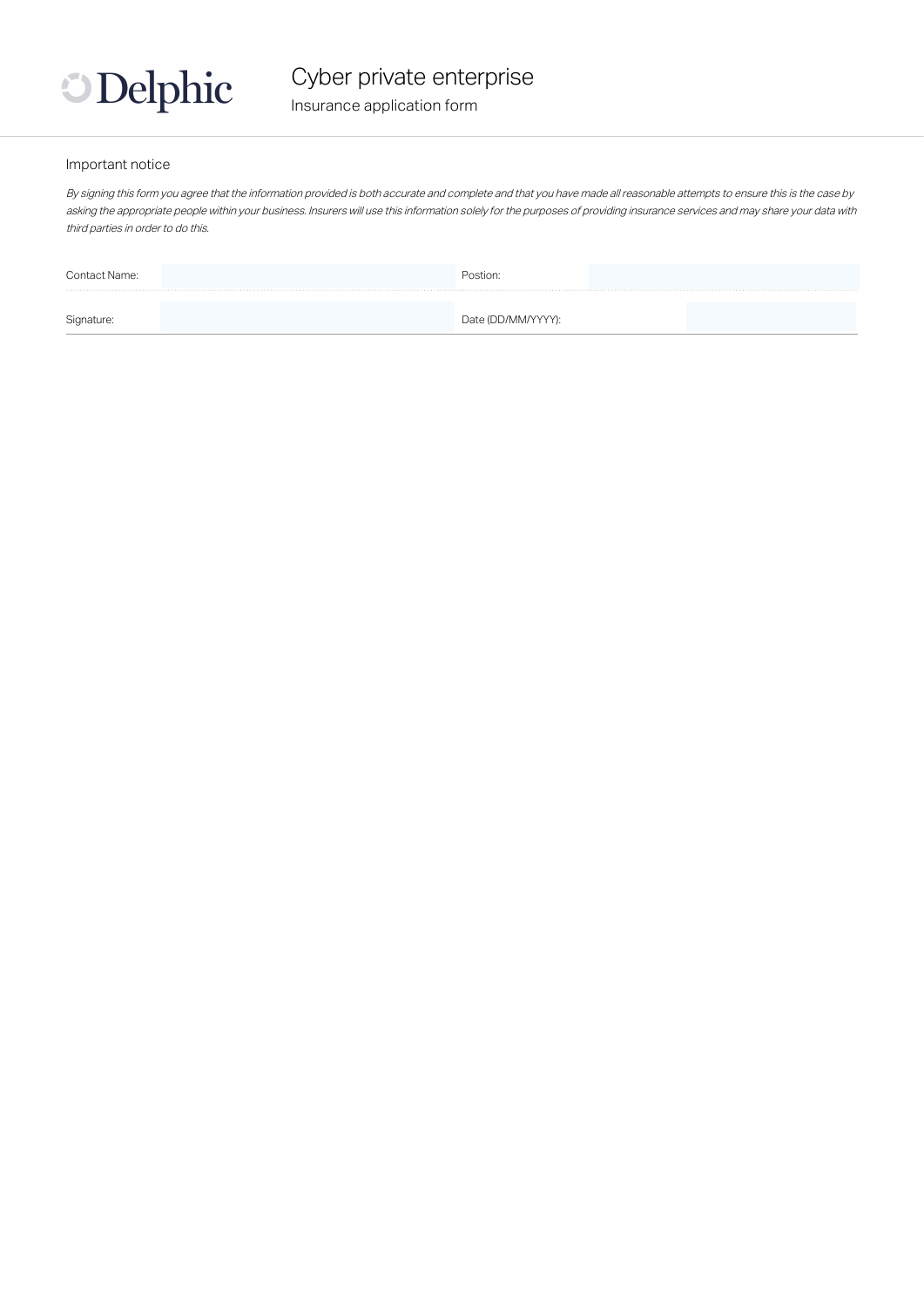# Cyber private enterprise

Insurance application form

## Important notice

*By signing this form you agree that the information provided is both accurate and complete and that you have made all reasonable attempts to ensure this is the case by asking the appropriate people within your business. Insurers will use this information solely for the purposes of providing insurance services and may share your data with third parties in order to do this.*

| Contact Name: | | Postion: | |
|---|---|---|---|
| Signature: | | Date (DD/MM/YYYY): | |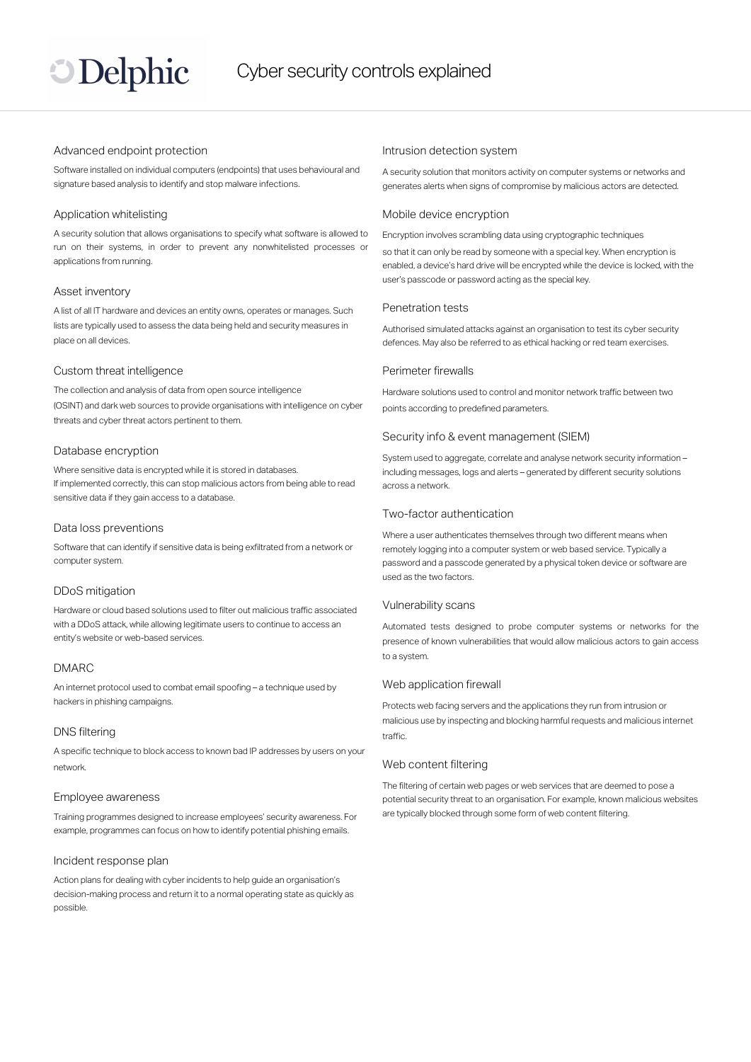# Cyber security controls explained

### Advanced endpoint protection

Software installed on individual computers (endpoints) that uses behavioural and signature based analysis to identify and stop malware infections.

### Application whitelisting

A security solution that allows organisations to specify what software is allowed to run on their systems, in order to prevent any nonwhitelisted processes or applications from running.

### Asset inventory

A list of all IT hardware and devices an entity owns, operates or manages. Such lists are typically used to assess the data being held and security measures in place on all devices.

### Custom threat intelligence

The collection and analysis of data from open source intelligence (OSINT) and dark web sources to provide organisations with intelligence on cyber threats and cyber threat actors pertinent to them.

### Database encryption

Where sensitive data is encrypted while it is stored in databases. If implemented correctly, this can stop malicious actors from being able to read sensitive data if they gain access to a database.

### Data loss preventions

Software that can identify if sensitive data is being exfiltrated from a network or computer system.

### DDoS mitigation

Hardware or cloud based solutions used to filter out malicious traffic associated with a DDoS attack, while allowing legitimate users to continue to access an entity's website or web-based services.

### DMARC

An internet protocol used to combat email spoofing – a technique used by hackers in phishing campaigns.

### DNS filtering

A specific technique to block access to known bad IP addresses by users on your network.

### Employee awareness

Training programmes designed to increase employees' security awareness. For example, programmes can focus on how to identify potential phishing emails.

### Incident response plan

Action plans for dealing with cyber incidents to help guide an organisation's decision-making process and return it to a normal operating state as quickly as possible.

### Intrusion detection system

A security solution that monitors activity on computer systems or networks and generates alerts when signs of compromise by malicious actors are detected.

### Mobile device encryption

Encryption involves scrambling data using cryptographic techniques so that it can only be read by someone with a special key. When encryption is enabled, a device's hard drive will be encrypted while the device is locked, with the user's passcode or password acting as the special key.

### Penetration tests

Authorised simulated attacks against an organisation to test its cyber security defences. May also be referred to as ethical hacking or red team exercises.

### Perimeter firewalls

Hardware solutions used to control and monitor network traffic between two points according to predefined parameters.

### Security info & event management (SIEM)

System used to aggregate, correlate and analyse network security information – including messages, logs and alerts – generated by different security solutions across a network.

### Two-factor authentication

Where a user authenticates themselves through two different means when remotely logging into a computer system or web based service. Typically a password and a passcode generated by a physical token device or software are used as the two factors.

### Vulnerability scans

Automated tests designed to probe computer systems or networks for the presence of known vulnerabilities that would allow malicious actors to gain access to a system.

### Web application firewall

Protects web facing servers and the applications they run from intrusion or malicious use by inspecting and blocking harmful requests and malicious internet traffic.

### Web content filtering

The filtering of certain web pages or web services that are deemed to pose a potential security threat to an organisation. For example, known malicious websites are typically blocked through some form of web content filtering.